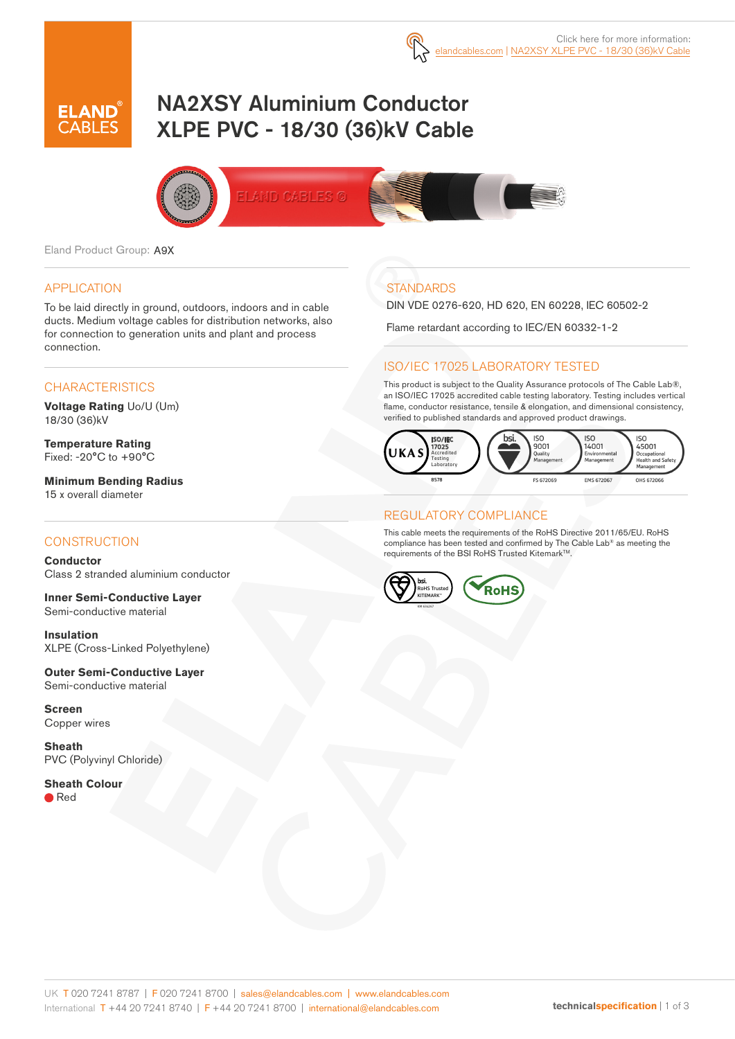Click here for more information: elandcables.com | NA2XSY XLPE PVC - 18/30 (36)kV Cable

# NA2XSY Aluminium Conductor XLPE PVC - 18/30 (36)kV Cable

Eland Product Group: A9X

## APPLICATION

To be laid directly in ground, outdoors, indoors and in cable ducts. Medium voltage cables for distribution networks, also for connection to generation units and plant and process connection.

## CHARACTERISTICS

**Voltage Rating** Uo/U (Um)
18/30 (36)kV

**Temperature Rating**
Fixed: -20°C to +90°C

**Minimum Bending Radius**
15 x overall diameter

## CONSTRUCTION

**Conductor**
Class 2 stranded aluminium conductor

**Inner Semi-Conductive Layer**
Semi-conductive material

**Insulation**
XLPE (Cross-Linked Polyethylene)

**Outer Semi-Conductive Layer**
Semi-conductive material

**Screen**
Copper wires

**Sheath**
PVC (Polyvinyl Chloride)

**Sheath Colour**
Red

## STANDARDS

DIN VDE 0276-620, HD 620, EN 60228, IEC 60502-2

Flame retardant according to IEC/EN 60332-1-2

## ISO/IEC 17025 LABORATORY TESTED

This product is subject to the Quality Assurance protocols of The Cable Lab®, an ISO/IEC 17025 accredited cable testing laboratory. Testing includes vertical flame, conductor resistance, tensile & elongation, and dimensional consistency, verified to published standards and approved product drawings.

UKAS ISO/IEC 17025 Accredited Testing Laboratory 8578 | bsi. ISO 9001 Quality Management FS 672069 | ISO 14001 Environmental Management EMS 672067 | ISO 45001 Occupational Health and Safety Management OHS 672066

## REGULATORY COMPLIANCE

This cable meets the requirements of the RoHS Directive 2011/65/EU. RoHS compliance has been tested and confirmed by The Cable Lab® as meeting the requirements of the BSI RoHS Trusted Kitemark™.

bsi. RoHS Trusted KITEMARK™ | RoHS

UK T 020 7241 8787 | F 020 7241 8700 | sales@elandcables.com | www.elandcables.com
International T +44 20 7241 8740 | F +44 20 7241 8700 | international@elandcables.com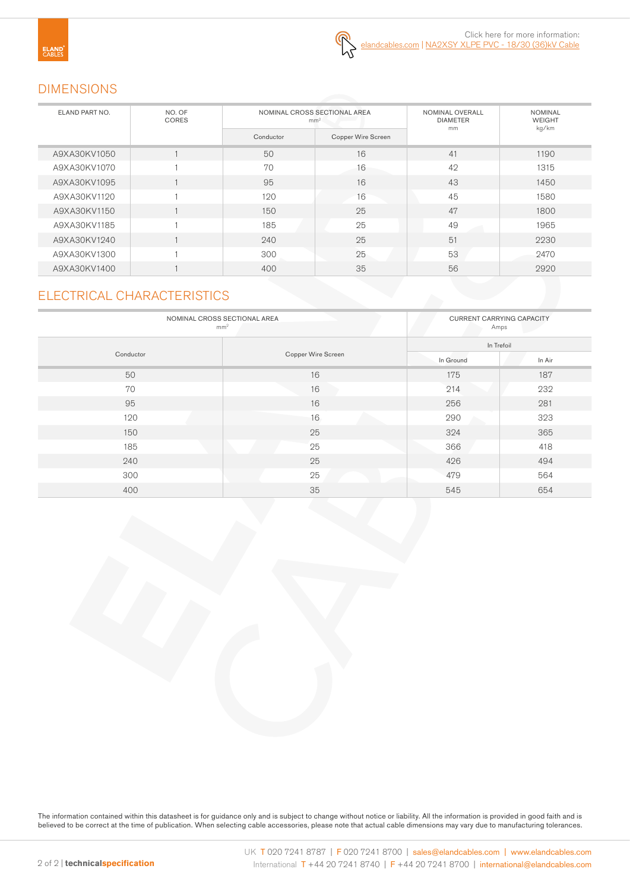Click here for more information:
elandcables.com | NA2XSY XLPE PVC - 18/30 (36)kV Cable

## DIMENSIONS

| ELAND PART NO. | NO. OF CORES | NOMINAL CROSS SECTIONAL AREA mm² | | NOMINAL OVERALL DIAMETER mm | NOMINAL WEIGHT kg/km |
|---|---|---|---|---|---|
| | | Conductor | Copper Wire Screen | | |
| A9XA30KV1050 | 1 | 50 | 16 | 41 | 1190 |
| A9XA30KV1070 | 1 | 70 | 16 | 42 | 1315 |
| A9XA30KV1095 | 1 | 95 | 16 | 43 | 1450 |
| A9XA30KV1120 | 1 | 120 | 16 | 45 | 1580 |
| A9XA30KV1150 | 1 | 150 | 25 | 47 | 1800 |
| A9XA30KV1185 | 1 | 185 | 25 | 49 | 1965 |
| A9XA30KV1240 | 1 | 240 | 25 | 51 | 2230 |
| A9XA30KV1300 | 1 | 300 | 25 | 53 | 2470 |
| A9XA30KV1400 | 1 | 400 | 35 | 56 | 2920 |

## ELECTRICAL CHARACTERISTICS

| NOMINAL CROSS SECTIONAL AREA mm² | | CURRENT CARRYING CAPACITY Amps | |
|---|---|---|---|
| | | In Trefoil | |
| Conductor | Copper Wire Screen | In Ground | In Air |
| 50 | 16 | 175 | 187 |
| 70 | 16 | 214 | 232 |
| 95 | 16 | 256 | 281 |
| 120 | 16 | 290 | 323 |
| 150 | 25 | 324 | 365 |
| 185 | 25 | 366 | 418 |
| 240 | 25 | 426 | 494 |
| 300 | 25 | 479 | 564 |
| 400 | 35 | 545 | 654 |

The information contained within this datasheet is for guidance only and is subject to change without notice or liability. All the information is provided in good faith and is believed to be correct at the time of publication. When selecting cable accessories, please note that actual cable dimensions may vary due to manufacturing tolerances.

UK T 020 7241 8787 | F 020 7241 8700 | sales@elandcables.com | www.elandcables.com
International T +44 20 7241 8740 | F +44 20 7241 8700 | international@elandcables.com